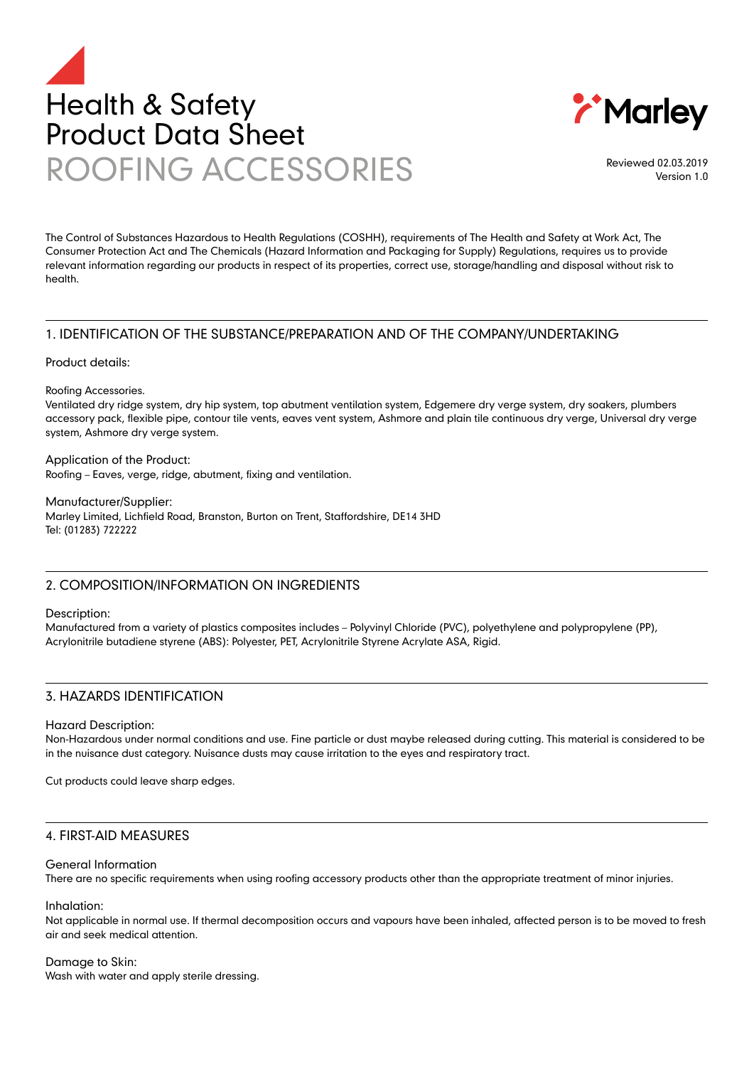# Health & Safety Product Data Sheet

# ROOFING ACCESSORIES

Marley

Reviewed 02.03.2019
Version 1.0

The Control of Substances Hazardous to Health Regulations (COSHH), requirements of The Health and Safety at Work Act, The Consumer Protection Act and The Chemicals (Hazard Information and Packaging for Supply) Regulations, requires us to provide relevant information regarding our products in respect of its properties, correct use, storage/handling and disposal without risk to health.

## 1. IDENTIFICATION OF THE SUBSTANCE/PREPARATION AND OF THE COMPANY/UNDERTAKING

Product details:

Roofing Accessories.
Ventilated dry ridge system, dry hip system, top abutment ventilation system, Edgemere dry verge system, dry soakers, plumbers accessory pack, flexible pipe, contour tile vents, eaves vent system, Ashmore and plain tile continuous dry verge, Universal dry verge system, Ashmore dry verge system.

Application of the Product:
Roofing – Eaves, verge, ridge, abutment, fixing and ventilation.

Manufacturer/Supplier:
Marley Limited, Lichfield Road, Branston, Burton on Trent, Staffordshire, DE14 3HD
Tel: (01283) 722222

## 2. COMPOSITION/INFORMATION ON INGREDIENTS

Description:
Manufactured from a variety of plastics composites includes – Polyvinyl Chloride (PVC), polyethylene and polypropylene (PP), Acrylonitrile butadiene styrene (ABS): Polyester, PET, Acrylonitrile Styrene Acrylate ASA, Rigid.

## 3. HAZARDS IDENTIFICATION

Hazard Description:
Non-Hazardous under normal conditions and use. Fine particle or dust maybe released during cutting. This material is considered to be in the nuisance dust category. Nuisance dusts may cause irritation to the eyes and respiratory tract.

Cut products could leave sharp edges.

## 4. FIRST-AID MEASURES

General Information
There are no specific requirements when using roofing accessory products other than the appropriate treatment of minor injuries.

Inhalation:
Not applicable in normal use. If thermal decomposition occurs and vapours have been inhaled, affected person is to be moved to fresh air and seek medical attention.

Damage to Skin:
Wash with water and apply sterile dressing.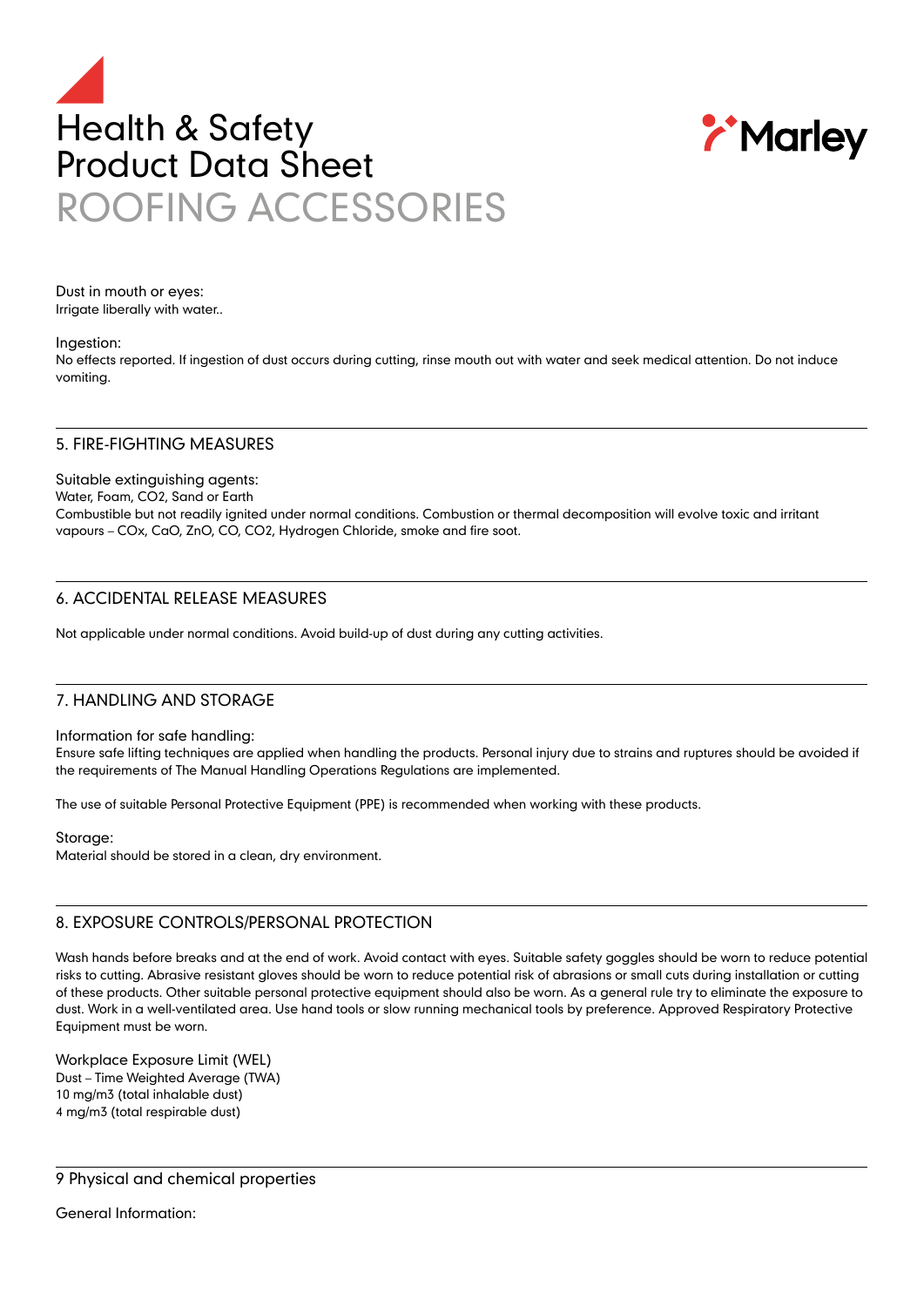Dust in mouth or eyes:
Irrigate liberally with water..

Ingestion:
No effects reported. If ingestion of dust occurs during cutting, rinse mouth out with water and seek medical attention. Do not induce vomiting.

## 5. FIRE-FIGHTING MEASURES

Suitable extinguishing agents:
Water, Foam, $CO_2$, Sand or Earth
Combustible but not readily ignited under normal conditions. Combustion or thermal decomposition will evolve toxic and irritant vapours – $CO_x$, CaO, ZnO, CO, $CO_2$, Hydrogen Chloride, smoke and fire soot.

## 6. ACCIDENTAL RELEASE MEASURES

Not applicable under normal conditions. Avoid build-up of dust during any cutting activities.

## 7. HANDLING AND STORAGE

Information for safe handling:
Ensure safe lifting techniques are applied when handling the products. Personal injury due to strains and ruptures should be avoided if the requirements of The Manual Handling Operations Regulations are implemented.

The use of suitable Personal Protective Equipment (PPE) is recommended when working with these products.

Storage:
Material should be stored in a clean, dry environment.

## 8. EXPOSURE CONTROLS/PERSONAL PROTECTION

Wash hands before breaks and at the end of work. Avoid contact with eyes. Suitable safety goggles should be worn to reduce potential risks to cutting. Abrasive resistant gloves should be worn to reduce potential risk of abrasions or small cuts during installation or cutting of these products. Other suitable personal protective equipment should also be worn. As a general rule try to eliminate the exposure to dust. Work in a well-ventilated area. Use hand tools or slow running mechanical tools by preference. Approved Respiratory Protective Equipment must be worn.

Workplace Exposure Limit (WEL)
Dust – Time Weighted Average (TWA)
10 mg/m3 (total inhalable dust)
4 mg/m3 (total respirable dust)

## 9 Physical and chemical properties

General Information: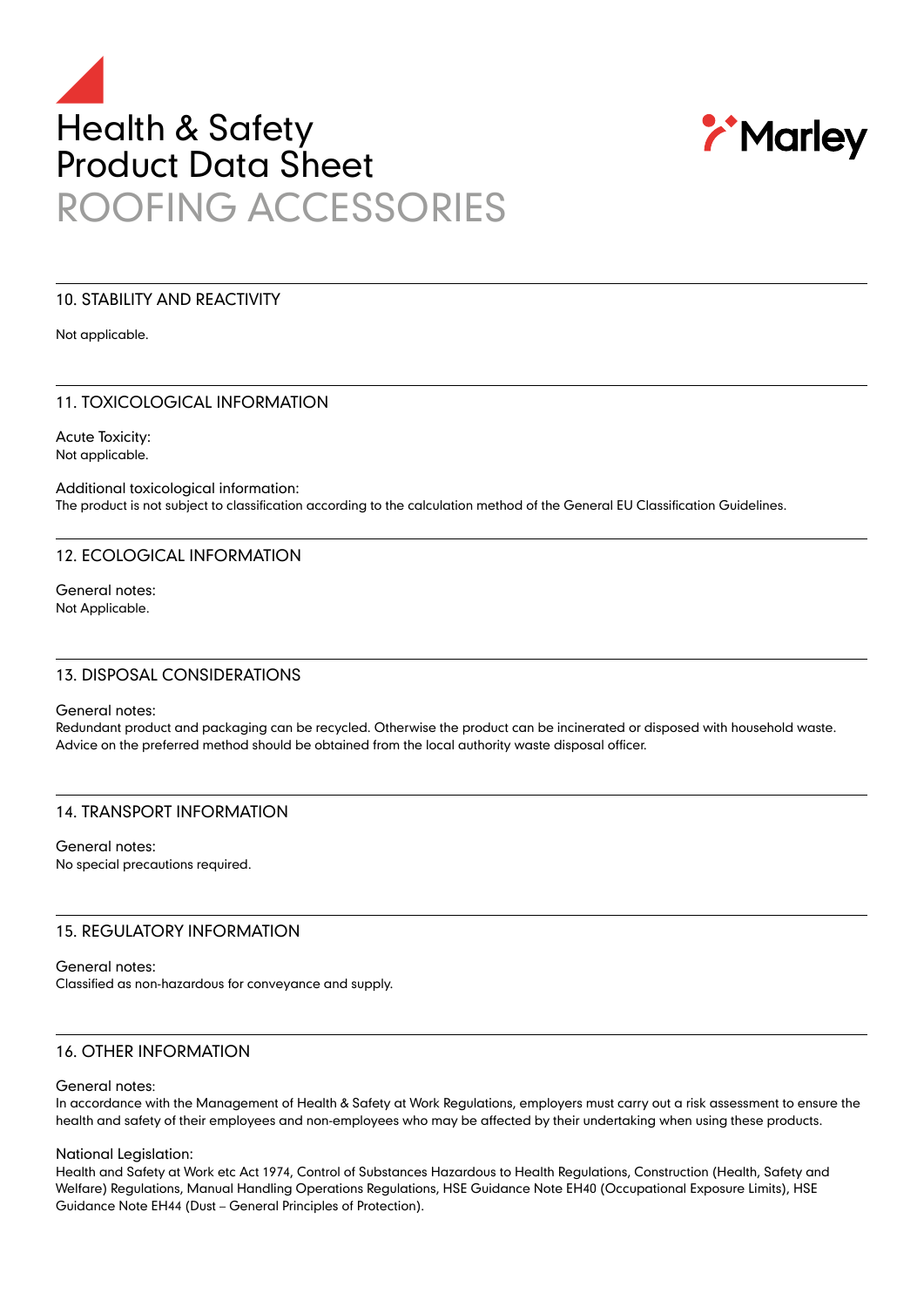# Health & Safety Product Data Sheet

# ROOFING ACCESSORIES

Marley

## 10. STABILITY AND REACTIVITY

Not applicable.

## 11. TOXICOLOGICAL INFORMATION

Acute Toxicity:
Not applicable.

Additional toxicological information:
The product is not subject to classification according to the calculation method of the General EU Classification Guidelines.

## 12. ECOLOGICAL INFORMATION

General notes:
Not Applicable.

## 13. DISPOSAL CONSIDERATIONS

General notes:
Redundant product and packaging can be recycled. Otherwise the product can be incinerated or disposed with household waste. Advice on the preferred method should be obtained from the local authority waste disposal officer.

## 14. TRANSPORT INFORMATION

General notes:
No special precautions required.

## 15. REGULATORY INFORMATION

General notes:
Classified as non-hazardous for conveyance and supply.

## 16. OTHER INFORMATION

General notes:
In accordance with the Management of Health & Safety at Work Regulations, employers must carry out a risk assessment to ensure the health and safety of their employees and non-employees who may be affected by their undertaking when using these products.

National Legislation:
Health and Safety at Work etc Act 1974, Control of Substances Hazardous to Health Regulations, Construction (Health, Safety and Welfare) Regulations, Manual Handling Operations Regulations, HSE Guidance Note EH40 (Occupational Exposure Limits), HSE Guidance Note EH44 (Dust – General Principles of Protection).